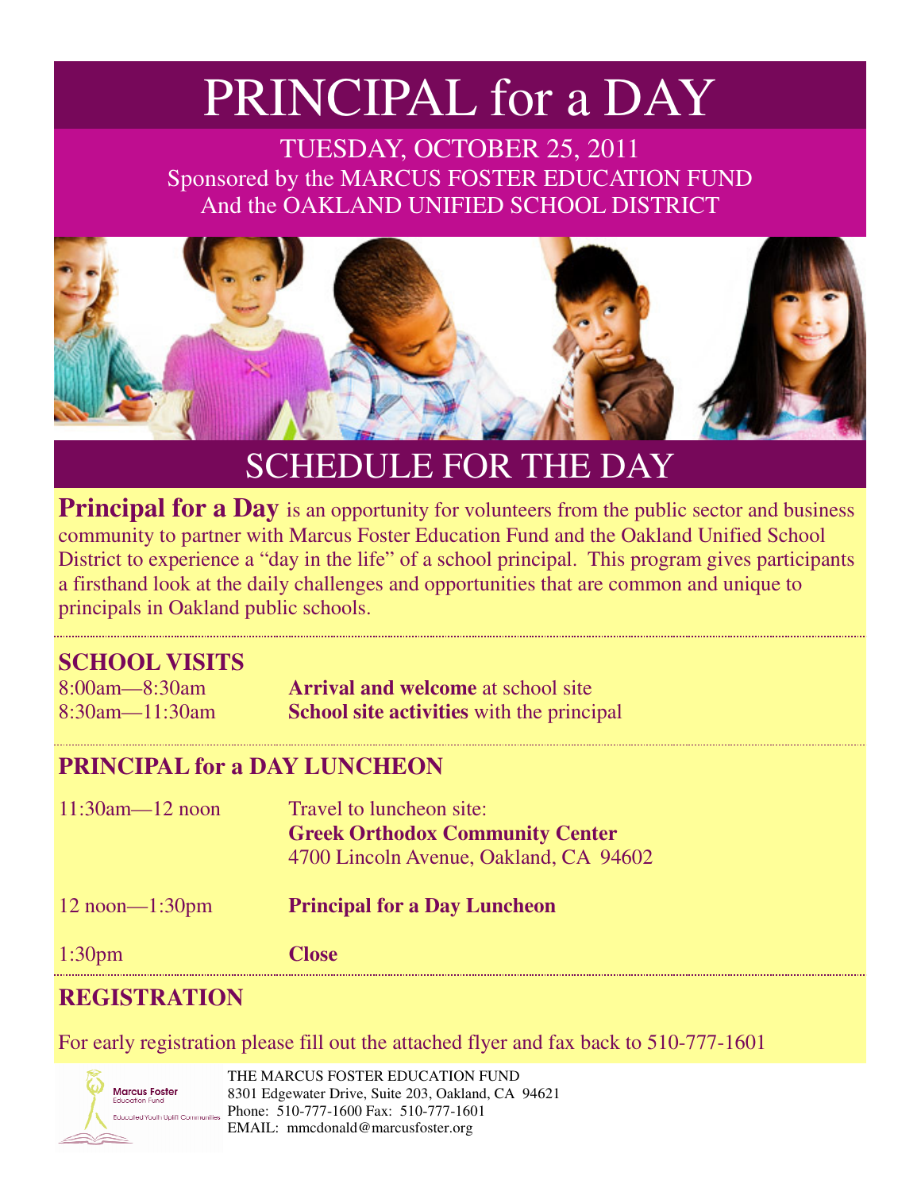# PRINCIPAL for a DAY

TUESDAY, OCTOBER 25, 2011
Sponsored by the MARCUS FOSTER EDUCATION FUND
And the OAKLAND UNIFIED SCHOOL DISTRICT

## SCHEDULE FOR THE DAY

**Principal for a Day** is an opportunity for volunteers from the public sector and business community to partner with Marcus Foster Education Fund and the Oakland Unified School District to experience a "day in the life" of a school principal. This program gives participants a firsthand look at the daily challenges and opportunities that are common and unique to principals in Oakland public schools.

### SCHOOL VISITS

| | |
|---|---|
| 8:00am—8:30am | **Arrival and welcome** at school site |
| 8:30am—11:30am | **School site activities** with the principal |

### PRINCIPAL for a DAY LUNCHEON

| | |
|---|---|
| 11:30am—12 noon | Travel to luncheon site: **Greek Orthodox Community Center** 4700 Lincoln Avenue, Oakland, CA 94602 |
| 12 noon—1:30pm | **Principal for a Day Luncheon** |
| 1:30pm | **Close** |

### REGISTRATION

For early registration please fill out the attached flyer and fax back to 510-777-1601

Marcus Foster Education Fund
Educated Youth Uplift Communities

THE MARCUS FOSTER EDUCATION FUND
8301 Edgewater Drive, Suite 203, Oakland, CA 94621
Phone: 510-777-1600 Fax: 510-777-1601
EMAIL: mmcdonald@marcusfoster.org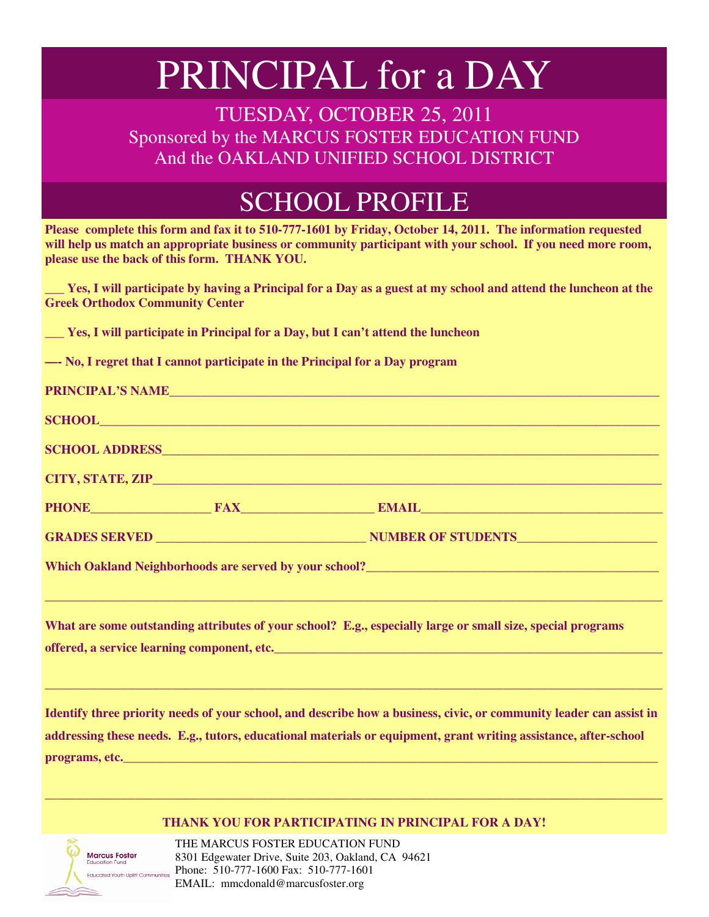# PRINCIPAL for a DAY

TUESDAY, OCTOBER 25, 2011
Sponsored by the MARCUS FOSTER EDUCATION FUND
And the OAKLAND UNIFIED SCHOOL DISTRICT

## SCHOOL PROFILE

**Please complete this form and fax it to 510-777-1601 by Friday, October 14, 2011. The information requested will help us match an appropriate business or community participant with your school. If you need more room, please use the back of this form. THANK YOU.**

**___ Yes, I will participate by having a Principal for a Day as a guest at my school and attend the luncheon at the Greek Orthodox Community Center**

**___ Yes, I will participate in Principal for a Day, but I can't attend the luncheon**

**—- No, I regret that I cannot participate in the Principal for a Day program**

**PRINCIPAL'S NAME**___________________________________________

**SCHOOL**___________________________________________

**SCHOOL ADDRESS**___________________________________________

**CITY, STATE, ZIP**___________________________________________

**PHONE**__________________ **FAX**____________________ **EMAIL**______________________________

**GRADES SERVED** ______________________________ **NUMBER OF STUDENTS**____________________

**Which Oakland Neighborhoods are served by your school?**___________________________________________

___________________________________________

**What are some outstanding attributes of your school? E.g., especially large or small size, special programs offered, a service learning component, etc.**___________________________________________

___________________________________________

**Identify three priority needs of your school, and describe how a business, civic, or community leader can assist in addressing these needs. E.g., tutors, educational materials or equipment, grant writing assistance, after-school programs, etc.**___________________________________________

___________________________________________

**THANK YOU FOR PARTICIPATING IN PRINCIPAL FOR A DAY!**

Marcus Foster Education Fund
Educated Youth Uplift Communities

THE MARCUS FOSTER EDUCATION FUND
8301 Edgewater Drive, Suite 203, Oakland, CA 94621
Phone: 510-777-1600 Fax: 510-777-1601
EMAIL: mmcdonald@marcusfoster.org